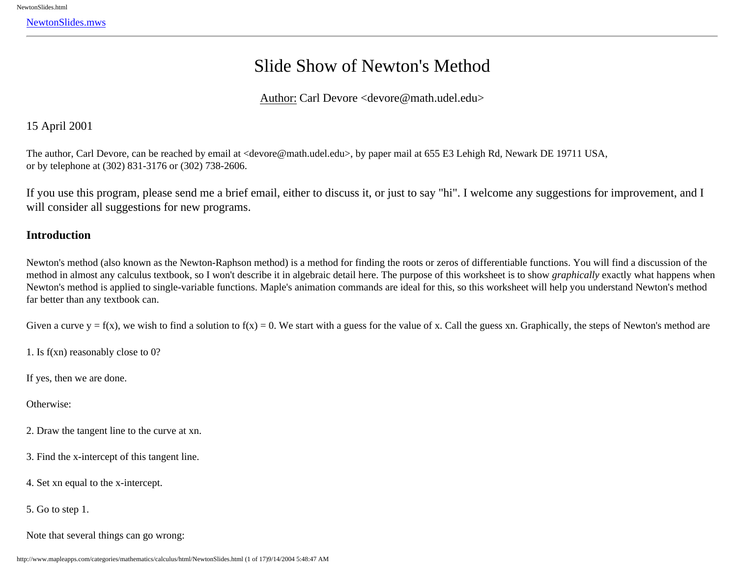NewtonSlides.mws

# Slide Show of Newton's Method

Author: Carl Devore <devore@math.udel.edu>

15 April 2001

The author, Carl Devore, can be reached by email at <devore@math.udel.edu>, by paper mail at 655 E3 Lehigh Rd, Newark DE 19711 USA, or by telephone at (302) 831-3176 or (302) 738-2606.

If you use this program, please send me a brief email, either to discuss it, or just to say "hi". I welcome any suggestions for improvement, and I will consider all suggestions for new programs.

### Introduction

Newton's method (also known as the Newton-Raphson method) is a method for finding the roots or zeros of differentiable functions. You will find a discussion of the method in almost any calculus textbook, so I won't describe it in algebraic detail here. The purpose of this worksheet is to show *graphically* exactly what happens when Newton's method is applied to single-variable functions. Maple's animation commands are ideal for this, so this worksheet will help you understand Newton's method far better than any textbook can.

Given a curve $y = f(x)$, we wish to find a solution to $f(x) = 0$. We start with a guess for the value of x. Call the guess xn. Graphically, the steps of Newton's method are

1. Is f(xn) reasonably close to 0?

If yes, then we are done.

Otherwise:

2. Draw the tangent line to the curve at xn.

3. Find the x-intercept of this tangent line.

4. Set xn equal to the x-intercept.

5. Go to step 1.

Note that several things can go wrong: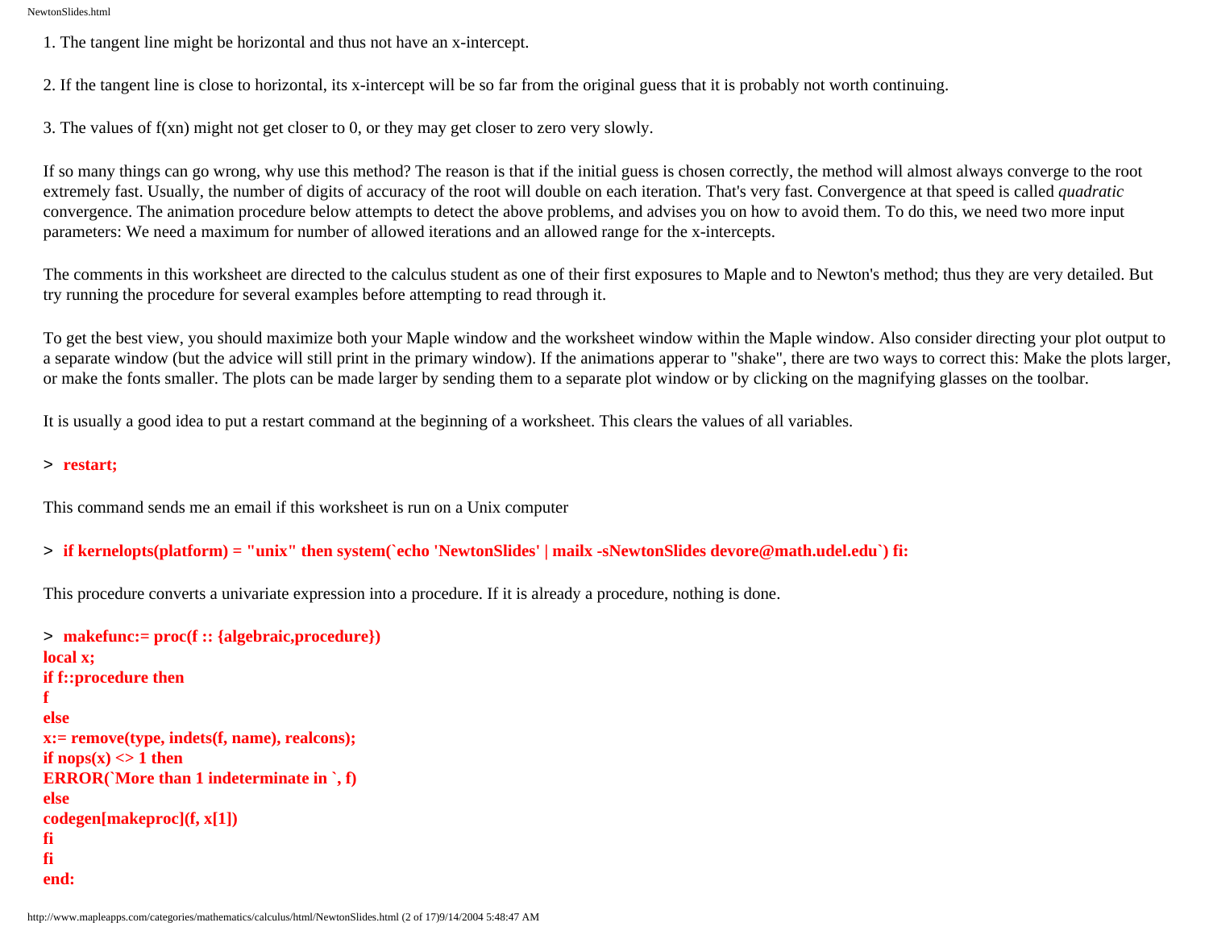1. The tangent line might be horizontal and thus not have an x-intercept.

2. If the tangent line is close to horizontal, its x-intercept will be so far from the original guess that it is probably not worth continuing.

3. The values of f(xn) might not get closer to 0, or they may get closer to zero very slowly.

If so many things can go wrong, why use this method? The reason is that if the initial guess is chosen correctly, the method will almost always converge to the root extremely fast. Usually, the number of digits of accuracy of the root will double on each iteration. That's very fast. Convergence at that speed is called *quadratic* convergence. The animation procedure below attempts to detect the above problems, and advises you on how to avoid them. To do this, we need two more input parameters: We need a maximum for number of allowed iterations and an allowed range for the x-intercepts.

The comments in this worksheet are directed to the calculus student as one of their first exposures to Maple and to Newton's method; thus they are very detailed. But try running the procedure for several examples before attempting to read through it.

To get the best view, you should maximize both your Maple window and the worksheet window within the Maple window. Also consider directing your plot output to a separate window (but the advice will still print in the primary window). If the animations apperar to "shake", there are two ways to correct this: Make the plots larger, or make the fonts smaller. The plots can be made larger by sending them to a separate plot window or by clicking on the magnifying glasses on the toolbar.

It is usually a good idea to put a restart command at the beginning of a worksheet. This clears the values of all variables.

```
> restart;
```

This command sends me an email if this worksheet is run on a Unix computer

```
> if kernelopts(platform) = "unix" then system(`echo 'NewtonSlides' | mailx -sNewtonSlides devore@math.udel.edu`) fi:
```

This procedure converts a univariate expression into a procedure. If it is already a procedure, nothing is done.

```
> makefunc:= proc(f :: {algebraic,procedure})
local x;
if f::procedure then
f
else
x:= remove(type, indets(f, name), realcons);
if nops(x) <> 1 then
ERROR(`More than 1 indeterminate in `, f)
else
codegen[makeproc](f, x[1])
fi
fi
end:
```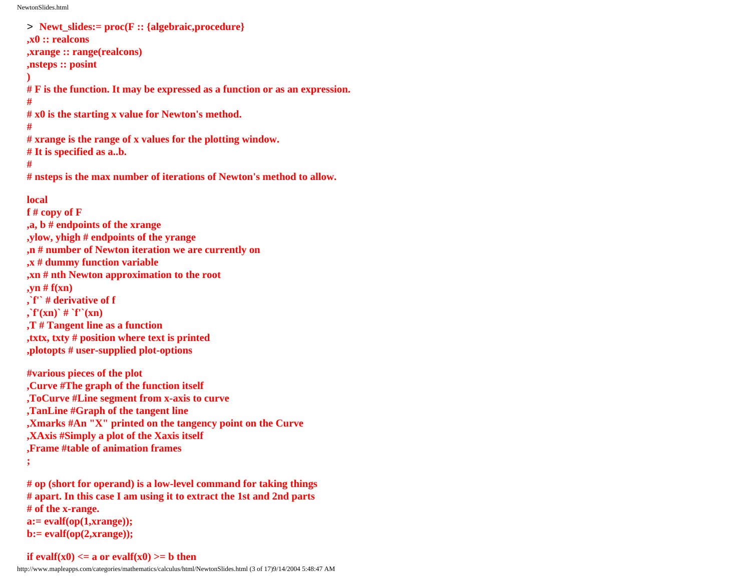```
> Newt_slides:= proc(F :: {algebraic,procedure}
,x0 :: realcons
,xrange :: range(realcons)
,nsteps :: posint
)
# F is the function. It may be expressed as a function or as an expression.
#
# x0 is the starting x value for Newton's method.
#
# xrange is the range of x values for the plotting window.
# It is specified as a..b.
#
# nsteps is the max number of iterations of Newton's method to allow.

local
f # copy of F
,a, b # endpoints of the xrange
,ylow, yhigh # endpoints of the yrange
,n # number of Newton iteration we are currently on
,x # dummy function variable
,xn # nth Newton approximation to the root
,yn # f(xn)
,`f'` # derivative of f
,`f'(xn)` # `f'`(xn)
,T # Tangent line as a function
,txtx, txty # position where text is printed
,plotopts # user-supplied plot-options

#various pieces of the plot
,Curve #The graph of the function itself
,ToCurve #Line segment from x-axis to curve
,TanLine #Graph of the tangent line
,Xmarks #An "X" printed on the tangency point on the Curve
,XAxis #Simply a plot of the Xaxis itself
,Frame #table of animation frames
;

# op (short for operand) is a low-level command for taking things
# apart. In this case I am using it to extract the 1st and 2nd parts
# of the x-range.
a:= evalf(op(1,xrange));
b:= evalf(op(2,xrange));

if evalf(x0) <= a or evalf(x0) >= b then
```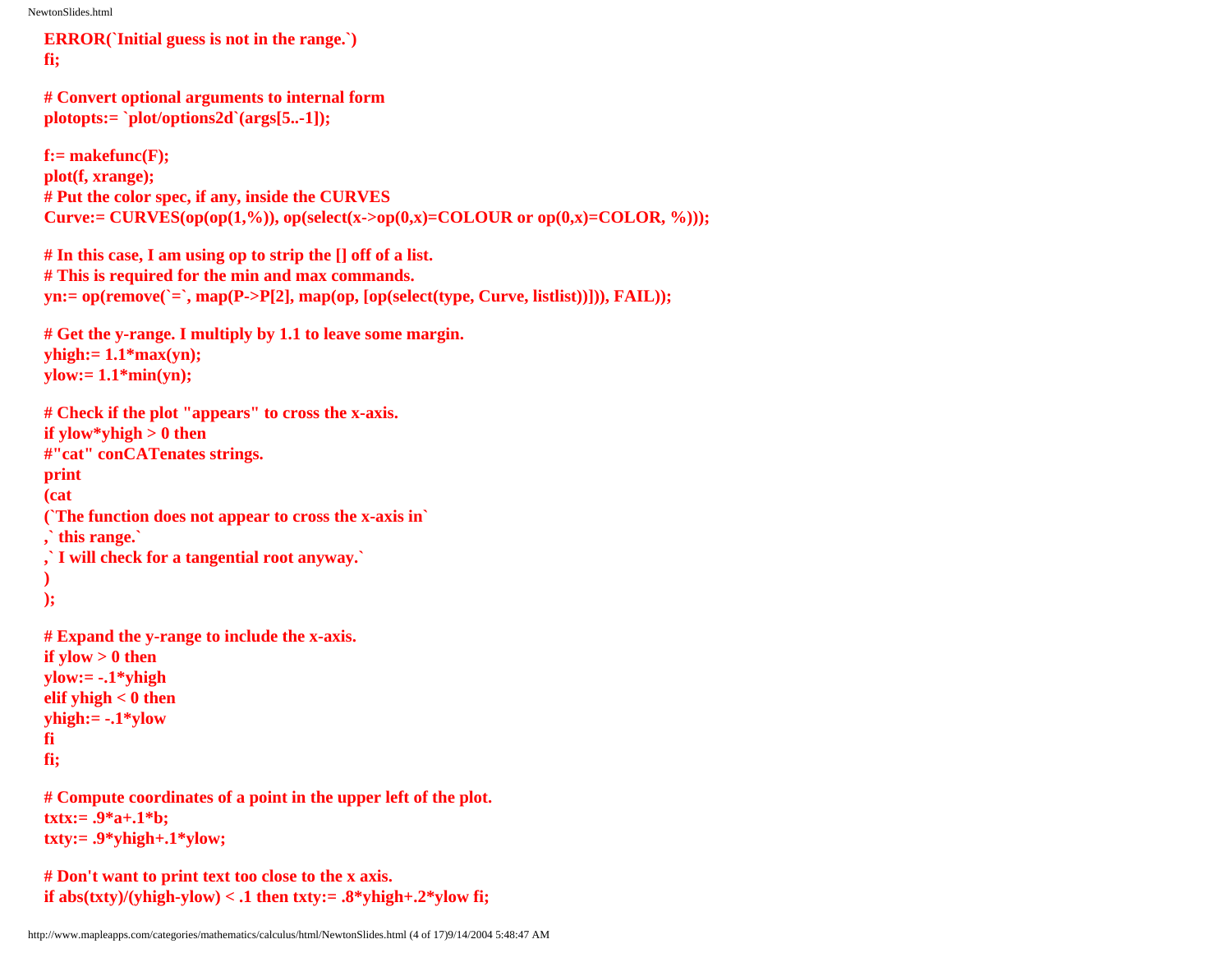```
ERROR(`Initial guess is not in the range.`)
fi;

# Convert optional arguments to internal form
plotopts:= `plot/options2d`(args[5..-1]);

f:= makefunc(F);
plot(f, xrange);
# Put the color spec, if any, inside the CURVES
Curve:= CURVES(op(op(1,%)), op(select(x->op(0,x)=COLOUR or op(0,x)=COLOR, %)));

# In this case, I am using op to strip the [] off of a list.
# This is required for the min and max commands.
yn:= op(remove(`=`, map(P->P[2], map(op, [op(select(type, Curve, listlist))])), FAIL));

# Get the y-range. I multiply by 1.1 to leave some margin.
yhigh:= 1.1*max(yn);
ylow:= 1.1*min(yn);

# Check if the plot "appears" to cross the x-axis.
if ylow*yhigh > 0 then
#"cat" conCATenates strings.
print
(cat
(`The function does not appear to cross the x-axis in`
,` this range.`
,` I will check for a tangential root anyway.`
)
);

# Expand the y-range to include the x-axis.
if ylow > 0 then
ylow:= -.1*yhigh
elif yhigh < 0 then
yhigh:= -.1*ylow
fi
fi;

# Compute coordinates of a point in the upper left of the plot.
txtx:= .9*a+.1*b;
txty:= .9*yhigh+.1*ylow;

# Don't want to print text too close to the x axis.
if abs(txty)/(yhigh-ylow) < .1 then txty:= .8*yhigh+.2*ylow fi;
```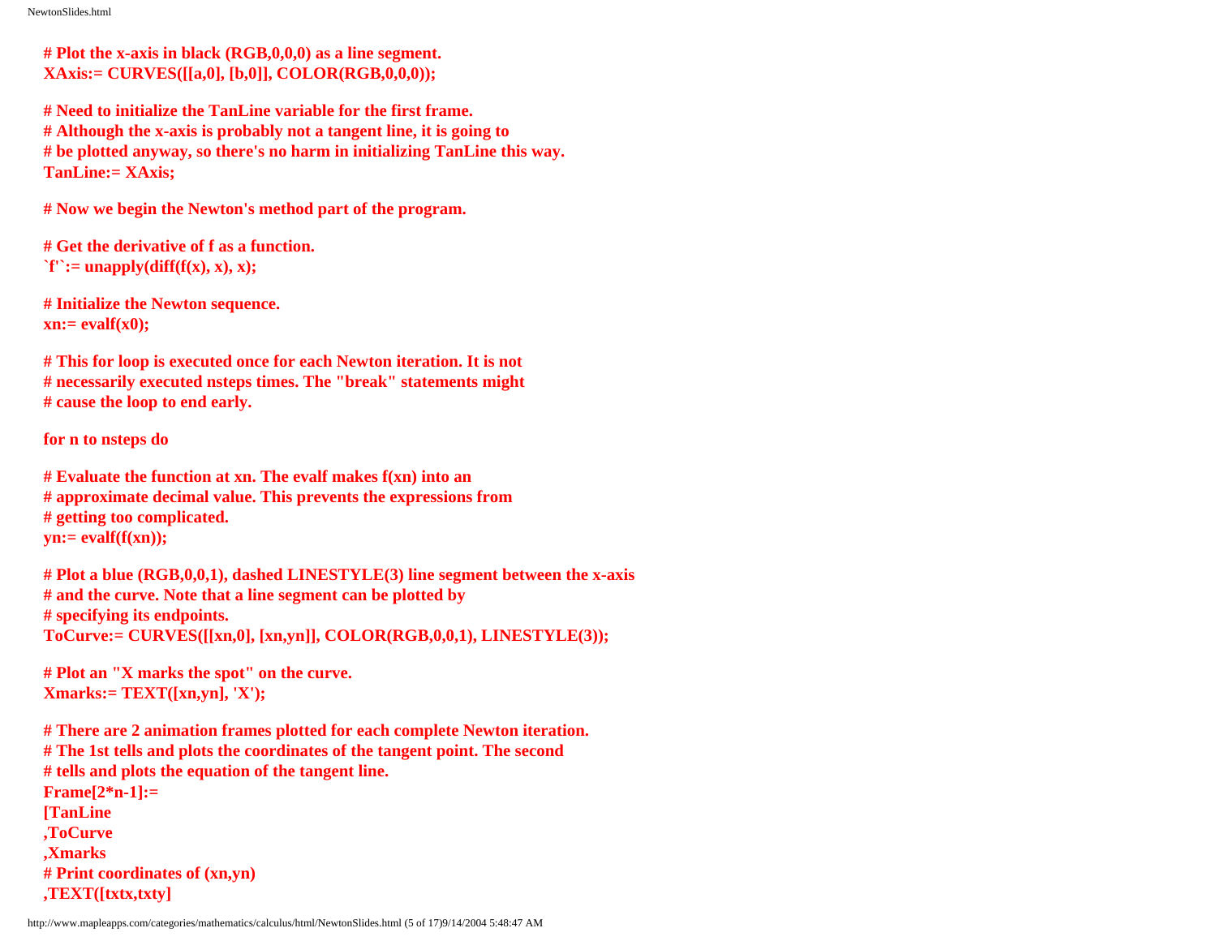```
# Plot the x-axis in black (RGB,0,0,0) as a line segment.
XAxis:= CURVES([[a,0], [b,0]], COLOR(RGB,0,0,0));

# Need to initialize the TanLine variable for the first frame.
# Although the x-axis is probably not a tangent line, it is going to
# be plotted anyway, so there's no harm in initializing TanLine this way.
TanLine:= XAxis;

# Now we begin the Newton's method part of the program.

# Get the derivative of f as a function.
`f'`:= unapply(diff(f(x), x), x);

# Initialize the Newton sequence.
xn:= evalf(x0);

# This for loop is executed once for each Newton iteration. It is not
# necessarily executed nsteps times. The "break" statements might
# cause the loop to end early.

for n to nsteps do

# Evaluate the function at xn. The evalf makes f(xn) into an
# approximate decimal value. This prevents the expressions from
# getting too complicated.
yn:= evalf(f(xn));

# Plot a blue (RGB,0,0,1), dashed LINESTYLE(3) line segment between the x-axis
# and the curve. Note that a line segment can be plotted by
# specifying its endpoints.
ToCurve:= CURVES([[xn,0], [xn,yn]], COLOR(RGB,0,0,1), LINESTYLE(3));

# Plot an "X marks the spot" on the curve.
Xmarks:= TEXT([xn,yn], 'X');

# There are 2 animation frames plotted for each complete Newton iteration.
# The 1st tells and plots the coordinates of the tangent point. The second
# tells and plots the equation of the tangent line.
Frame[2*n-1]:=
[TanLine
,ToCurve
,Xmarks
# Print coordinates of (xn,yn)
,TEXT([txtx,txty]
```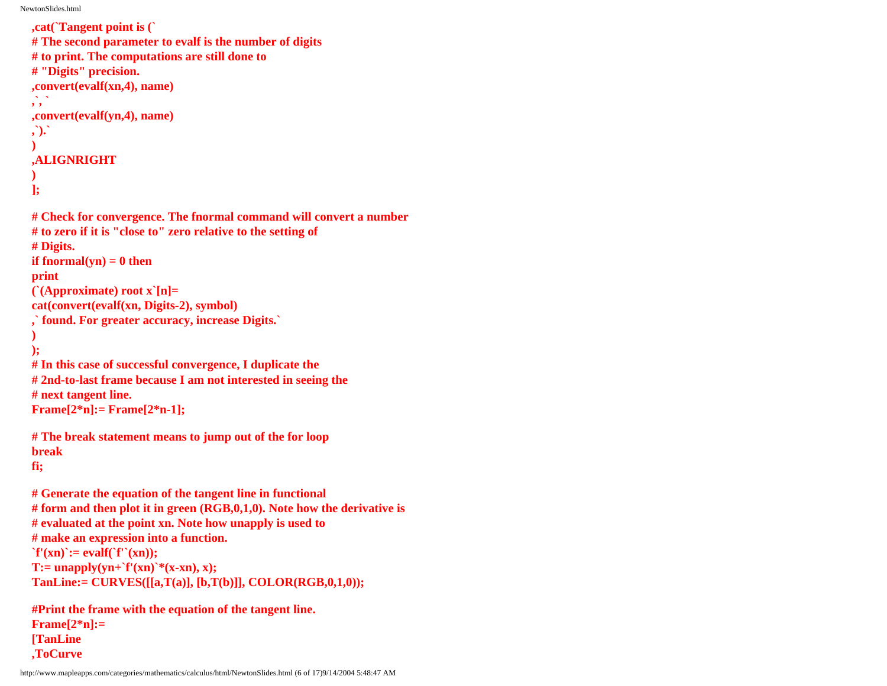```
,cat(`Tangent point is (`
# The second parameter to evalf is the number of digits
# to print. The computations are still done to
# "Digits" precision.
,convert(evalf(xn,4), name)
,`, `
,convert(evalf(yn,4), name)
,`).`
)
,ALIGNRIGHT
)
];

# Check for convergence. The fnormal command will convert a number
# to zero if it is "close to" zero relative to the setting of
# Digits.
if fnormal(yn) = 0 then
print
(`(Approximate) root x`[n]=
cat(convert(evalf(xn, Digits-2), symbol)
,` found. For greater accuracy, increase Digits.`
)
);
# In this case of successful convergence, I duplicate the
# 2nd-to-last frame because I am not interested in seeing the
# next tangent line.
Frame[2*n]:= Frame[2*n-1];

# The break statement means to jump out of the for loop
break
fi;

# Generate the equation of the tangent line in functional
# form and then plot it in green (RGB,0,1,0). Note how the derivative is
# evaluated at the point xn. Note how unapply is used to
# make an expression into a function.
`f'(xn)`:= evalf(`f'`(xn));
T:= unapply(yn+`f'(xn)`*(x-xn), x);
TanLine:= CURVES([[a,T(a)], [b,T(b)]], COLOR(RGB,0,1,0));

#Print the frame with the equation of the tangent line.
Frame[2*n]:=
[TanLine
,ToCurve
```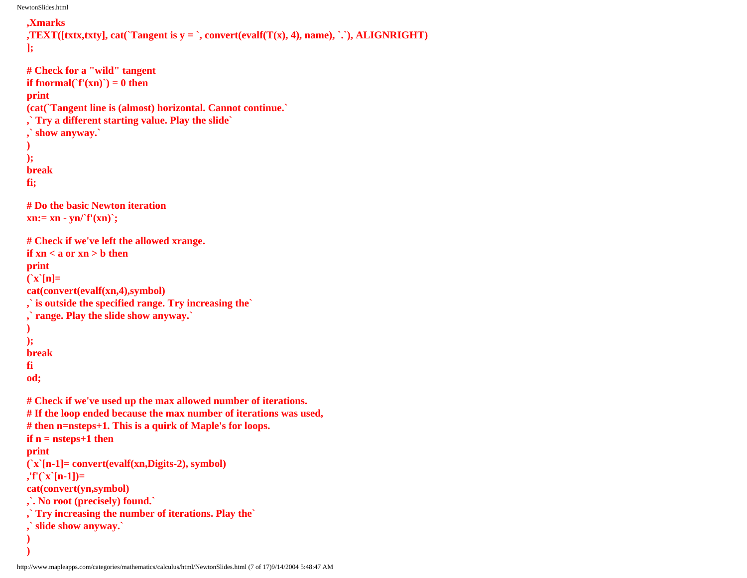```
,Xmarks
,TEXT([txtx,txty], cat(`Tangent is y = `, convert(evalf(T(x), 4), name), `.`), ALIGNRIGHT)
];

# Check for a "wild" tangent
if fnormal(`f'(xn)`) = 0 then
print
(cat(`Tangent line is (almost) horizontal. Cannot continue.`
,` Try a different starting value. Play the slide`
,` show anyway.`
)
);
break
fi;

# Do the basic Newton iteration
xn:= xn - yn/`f'(xn)`;

# Check if we've left the allowed xrange.
if xn < a or xn > b then
print
(`x`[n]=
cat(convert(evalf(xn,4),symbol)
,` is outside the specified range. Try increasing the`
,` range. Play the slide show anyway.`
)
);
break
fi
od;

# Check if we've used up the max allowed number of iterations.
# If the loop ended because the max number of iterations was used,
# then n=nsteps+1. This is a quirk of Maple's for loops.
if n = nsteps+1 then
print
(`x`[n-1]= convert(evalf(xn,Digits-2), symbol)
,'f'(`x`[n-1])=
cat(convert(yn,symbol)
,`. No root (precisely) found.`
,` Try increasing the number of iterations. Play the`
,` slide show anyway.`
)
)
```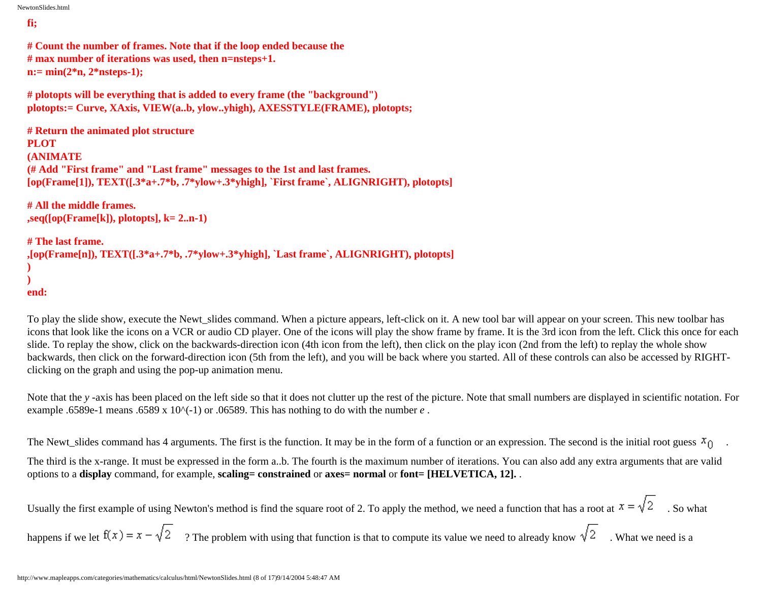```
fi;

# Count the number of frames. Note that if the loop ended because the
# max number of iterations was used, then n=nsteps+1.
n:= min(2*n, 2*nsteps-1);

# plotopts will be everything that is added to every frame (the "background")
plotopts:= Curve, XAxis, VIEW(a..b, ylow..yhigh), AXESSTYLE(FRAME), plotopts;

# Return the animated plot structure
PLOT
(ANIMATE
(# Add "First frame" and "Last frame" messages to the 1st and last frames.
[op(Frame[1]), TEXT([.3*a+.7*b, .7*ylow+.3*yhigh], `First frame`, ALIGNRIGHT), plotopts]

# All the middle frames.
,seq([op(Frame[k]), plotopts], k= 2..n-1)

# The last frame.
,[op(Frame[n]), TEXT([.3*a+.7*b, .7*ylow+.3*yhigh], `Last frame`, ALIGNRIGHT), plotopts]
)
)
end:
```

To play the slide show, execute the Newt_slides command. When a picture appears, left-click on it. A new tool bar will appear on your screen. This new toolbar has icons that look like the icons on a VCR or audio CD player. One of the icons will play the show frame by frame. It is the 3rd icon from the left. Click this once for each slide. To replay the show, click on the backwards-direction icon (4th icon from the left), then click on the play icon (2nd from the left) to replay the whole show backwards, then click on the forward-direction icon (5th from the left), and you will be back where you started. All of these controls can also be accessed by RIGHT-clicking on the graph and using the pop-up animation menu.

Note that the *y* -axis has been placed on the left side so that it does not clutter up the rest of the picture. Note that small numbers are displayed in scientific notation. For example .6589e-1 means .6589 x 10^(-1) or .06589. This has nothing to do with the number *e* .

The Newt_slides command has 4 arguments. The first is the function. It may be in the form of a function or an expression. The second is the initial root guess $x_0$ .

The third is the x-range. It must be expressed in the form a..b. The fourth is the maximum number of iterations. You can also add any extra arguments that are valid options to a **display** command, for example, **scaling= constrained** or **axes= normal** or **font= [HELVETICA, 12].** .

Usually the first example of using Newton's method is find the square root of 2. To apply the method, we need a function that has a root at $x = \sqrt{2}$ . So what happens if we let $f(x) = x - \sqrt{2}$ ? The problem with using that function is that to compute its value we need to already know $\sqrt{2}$ . What we need is a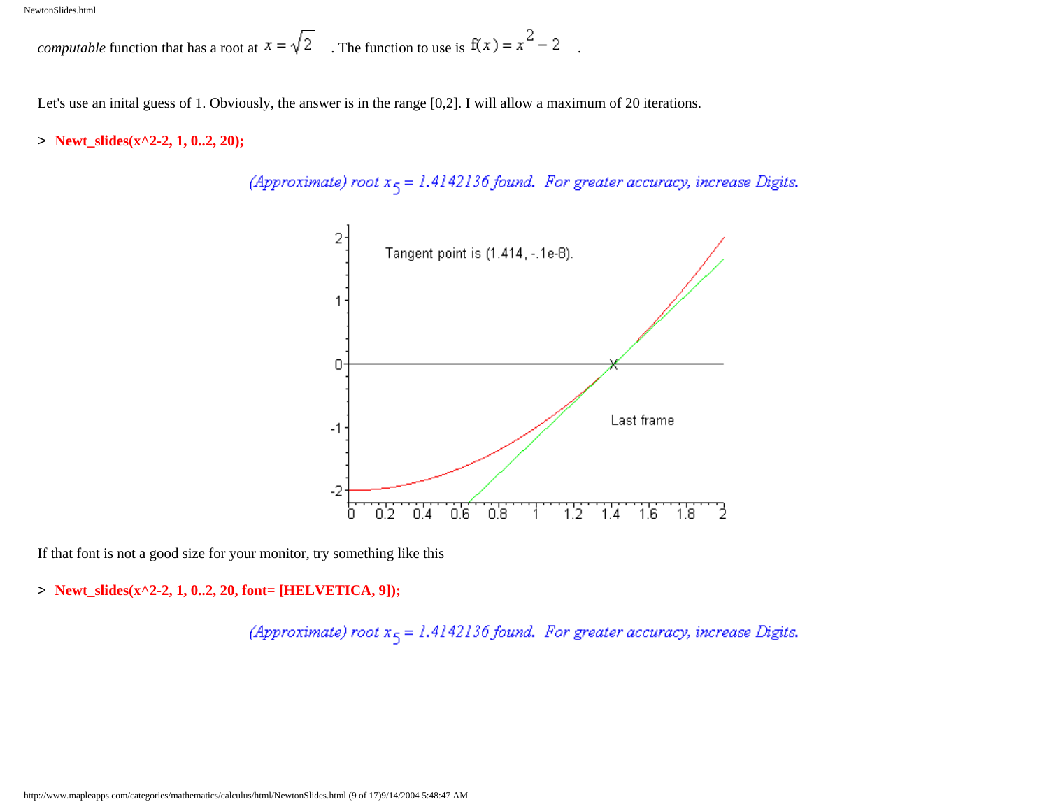*computable* function that has a root at $x = \sqrt{2}$ . The function to use is $f(x) = x^2 - 2$ .

Let's use an inital guess of 1. Obviously, the answer is in the range [0,2]. I will allow a maximum of 20 iterations.

```
> Newt_slides(x^2-2, 1, 0..2, 20);
```

*(Approximate) root $x_5 = 1.4142136$ found. For greater accuracy, increase Digits.*

If that font is not a good size for your monitor, try something like this

```
> Newt_slides(x^2-2, 1, 0..2, 20, font= [HELVETICA, 9]);
```

*(Approximate) root $x_5 = 1.4142136$ found. For greater accuracy, increase Digits.*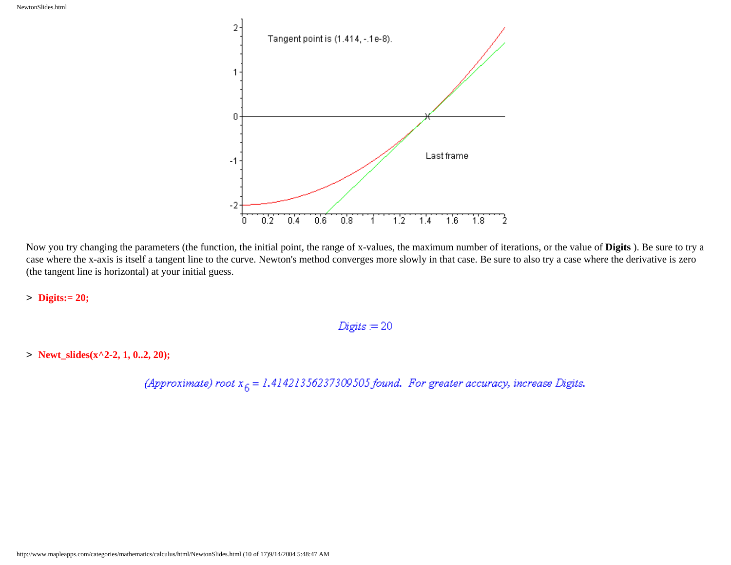Now you try changing the parameters (the function, the initial point, the range of x-values, the maximum number of iterations, or the value of **Digits** ). Be sure to try a case where the x-axis is itself a tangent line to the curve. Newton's method converges more slowly in that case. Be sure to also try a case where the derivative is zero (the tangent line is horizontal) at your initial guess.

```
> Digits:= 20;
```

$$Digits := 20$$

```
> Newt_slides(x^2-2, 1, 0..2, 20);
```

*(Approximate) root* $x_6 = 1.41421356237309505$ *found. For greater accuracy, increase Digits.*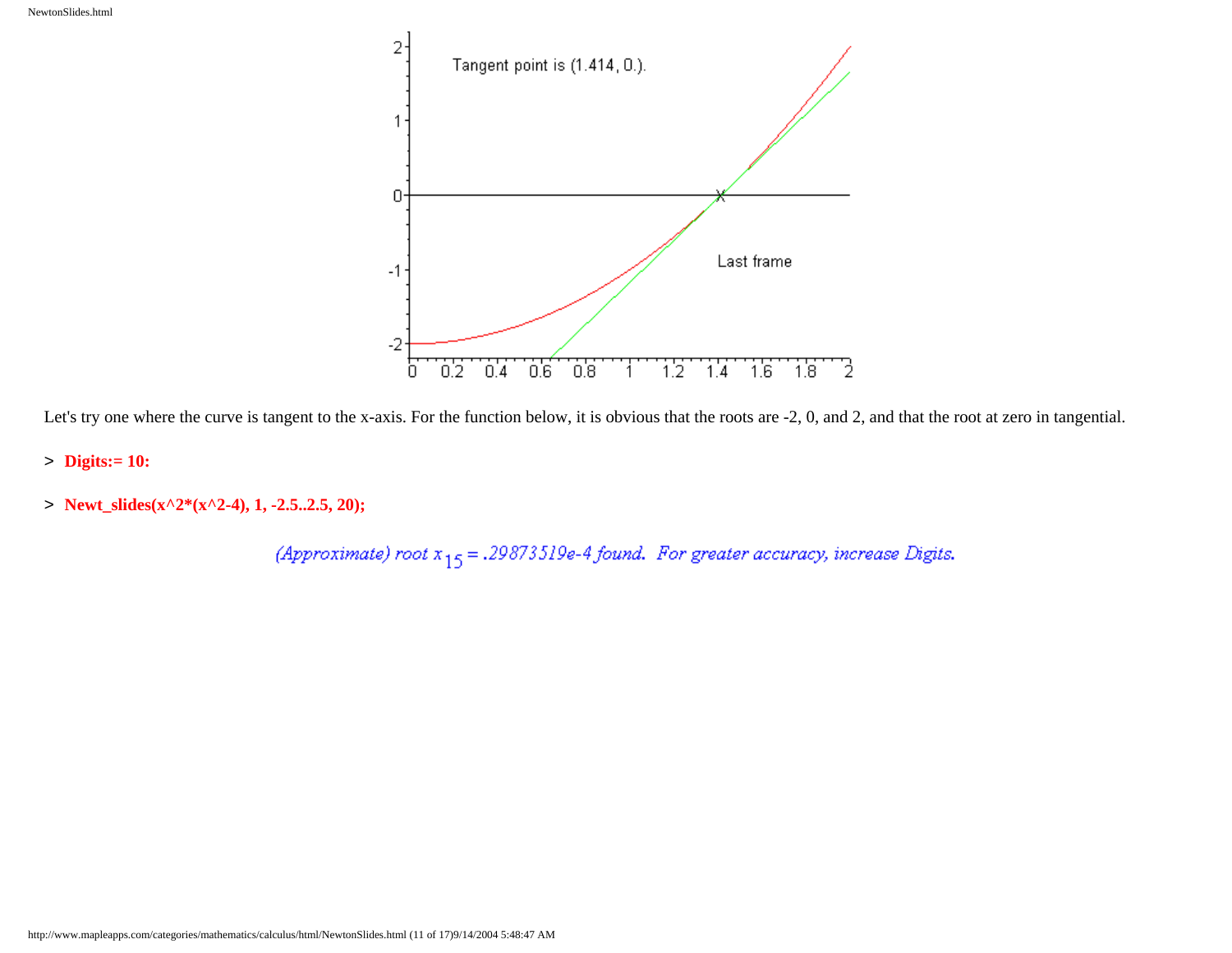Let's try one where the curve is tangent to the x-axis. For the function below, it is obvious that the roots are -2, 0, and 2, and that the root at zero in tangential.

```
> Digits:= 10:
```

```
> Newt_slides(x^2*(x^2-4), 1, -2.5..2.5, 20);
```

*(Approximate) root* $x_{15} = .29873519e\text{-}4$ *found. For greater accuracy, increase Digits.*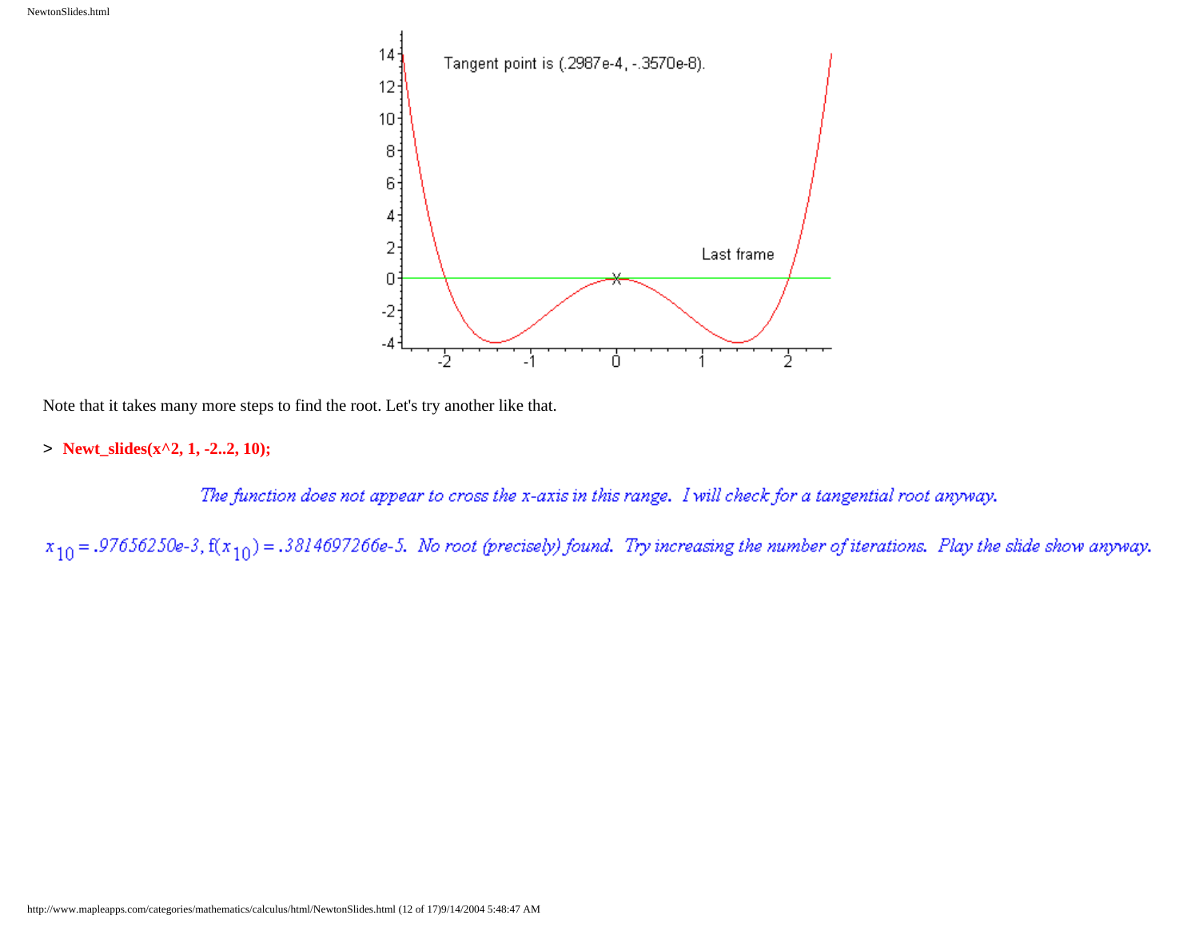Note that it takes many more steps to find the root. Let's try another like that.

```
> Newt_slides(x^2, 1, -2..2, 10);
```

*The function does not appear to cross the x-axis in this range. I will check for a tangential root anyway.*

$x_{10} = .97656250e\text{-}3$, $f(x_{10}) = .3814697266e\text{-}5$. *No root (precisely) found. Try increasing the number of iterations. Play the slide show anyway.*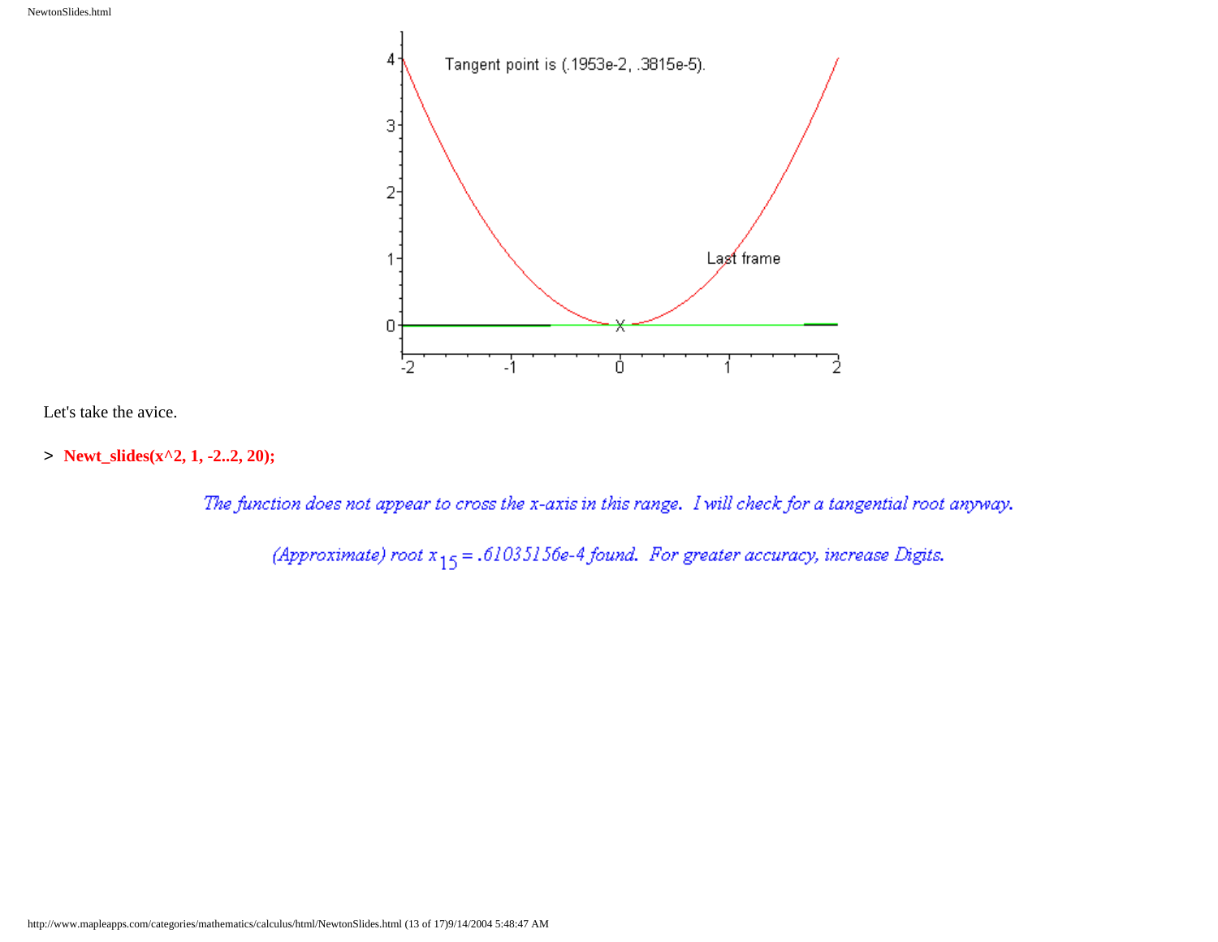Let's take the avice.

```
> Newt_slides(x^2, 1, -2..2, 20);
```

*The function does not appear to cross the x-axis in this range. I will check for a tangential root anyway.*

*(Approximate) root* $x_{15} = .61035156e\text{-}4$ *found. For greater accuracy, increase Digits.*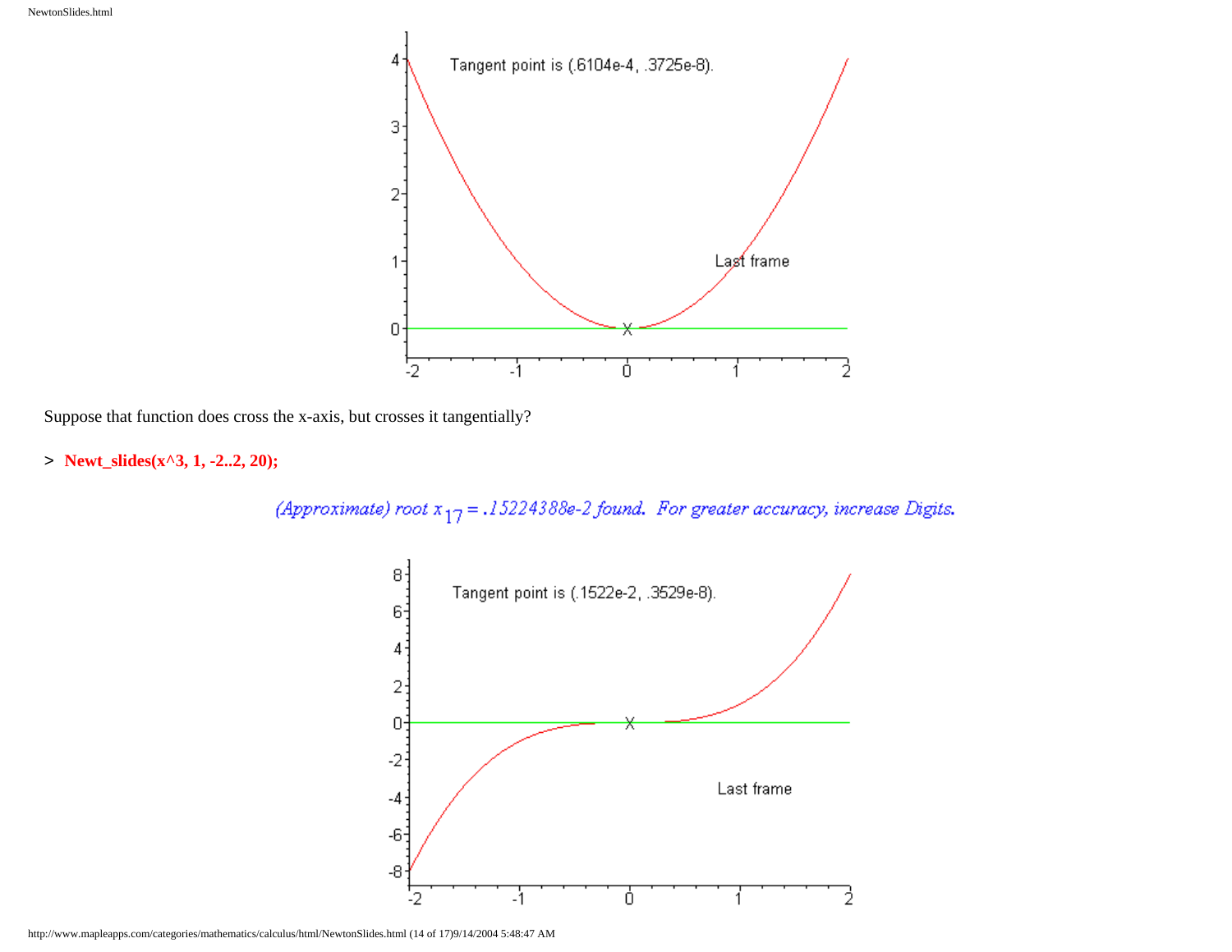Suppose that function does cross the x-axis, but crosses it tangentially?

```
> Newt_slides(x^3, 1, -2..2, 20);
```

*(Approximate) root $x_{17}$ = .15224388e-2 found. For greater accuracy, increase Digits.*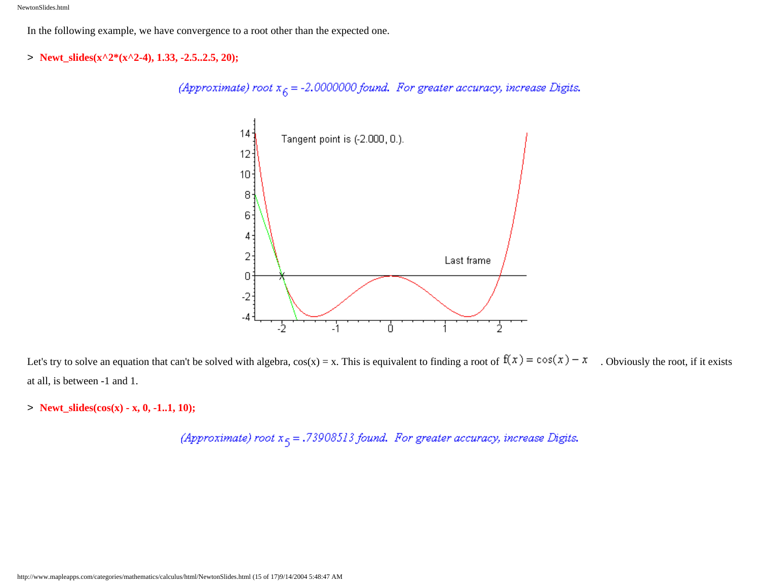In the following example, we have convergence to a root other than the expected one.

```
> Newt_slides(x^2*(x^2-4), 1.33, -2.5..2.5, 20);
```

*(Approximate) root $x_6 = -2.0000000$ found. For greater accuracy, increase Digits.*

Let's try to solve an equation that can't be solved with algebra, cos(x) = x. This is equivalent to finding a root of $f(x) = \cos(x) - x$. Obviously the root, if it exists at all, is between -1 and 1.

```
> Newt_slides(cos(x) - x, 0, -1..1, 10);
```

*(Approximate) root $x_5 = .73908513$ found. For greater accuracy, increase Digits.*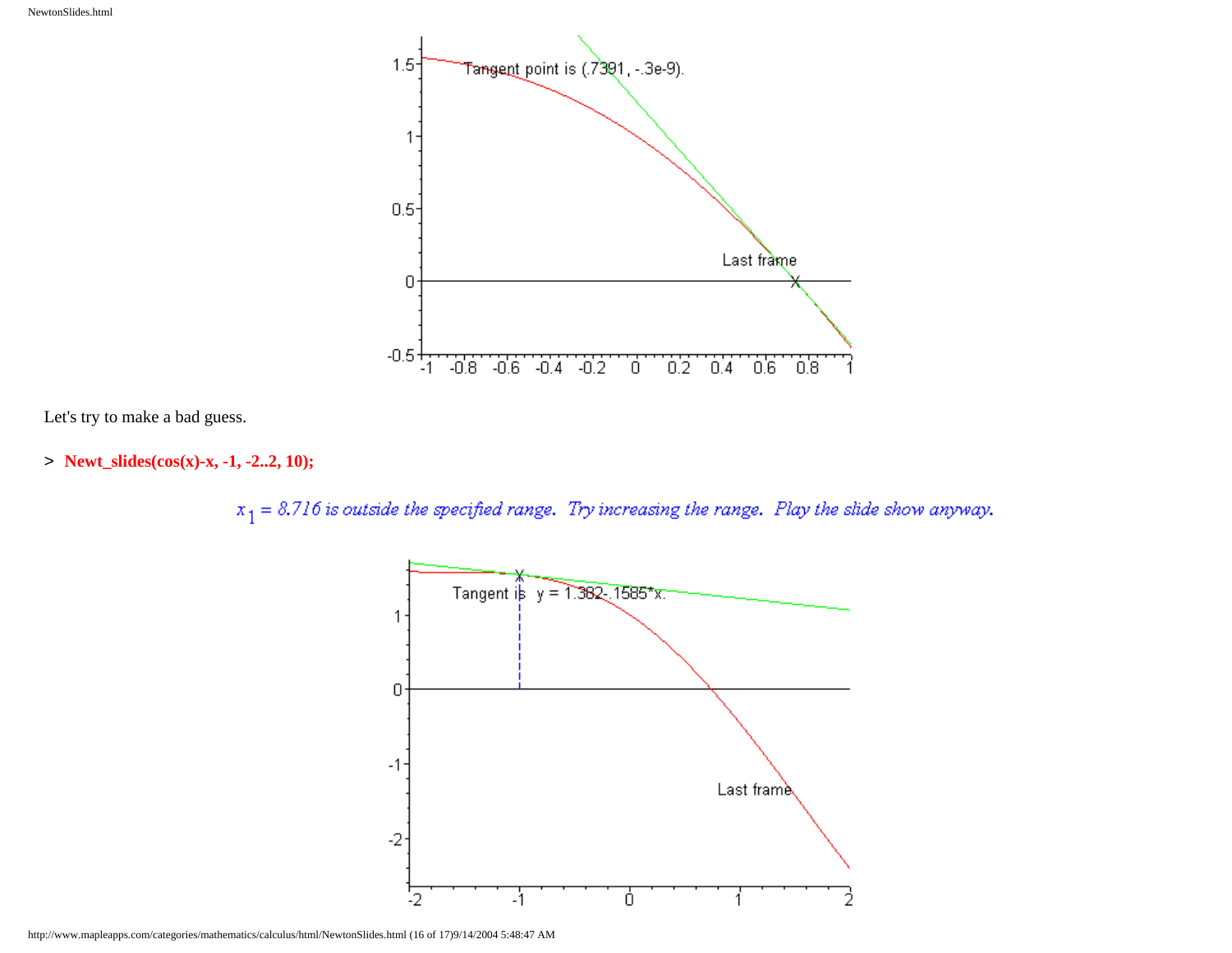Let's try to make a bad guess.

```
> Newt_slides(cos(x)-x, -1, -2..2, 10);
```

*$x_1$ = 8.716 is outside the specified range. Try increasing the range. Play the slide show anyway.*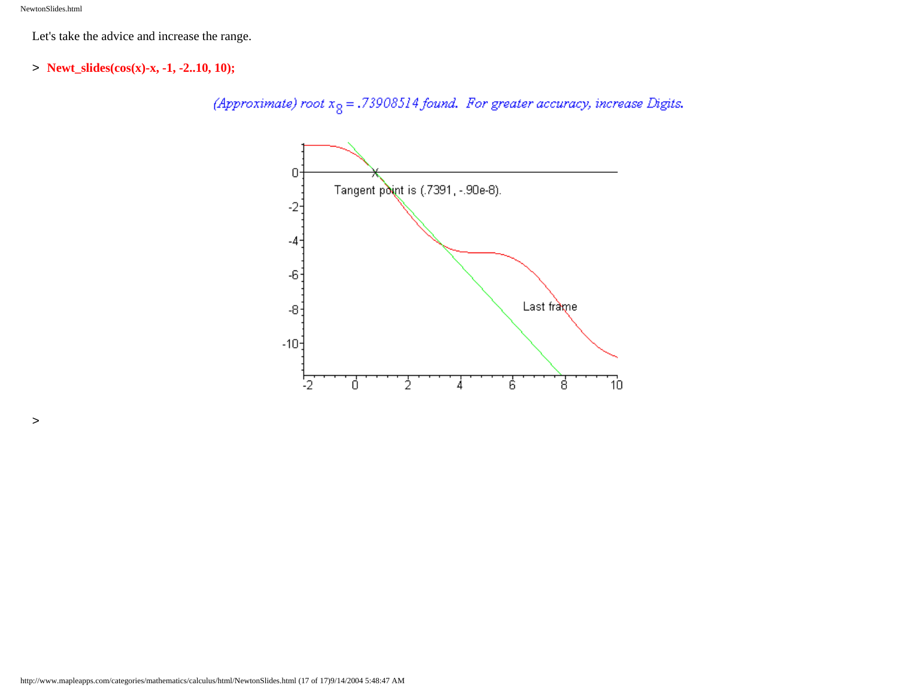Let's take the advice and increase the range.

```
> Newt_slides(cos(x)-x, -1, -2..10, 10);
```

*(Approximate) root* $x_8 = .73908514$ *found. For greater accuracy, increase Digits.*

Tangent point is (.7391, -.90e-8).

Last frame

0
-2
-4
-6
-8
-10

-2
0
2
4
6
8
10

```
>
```